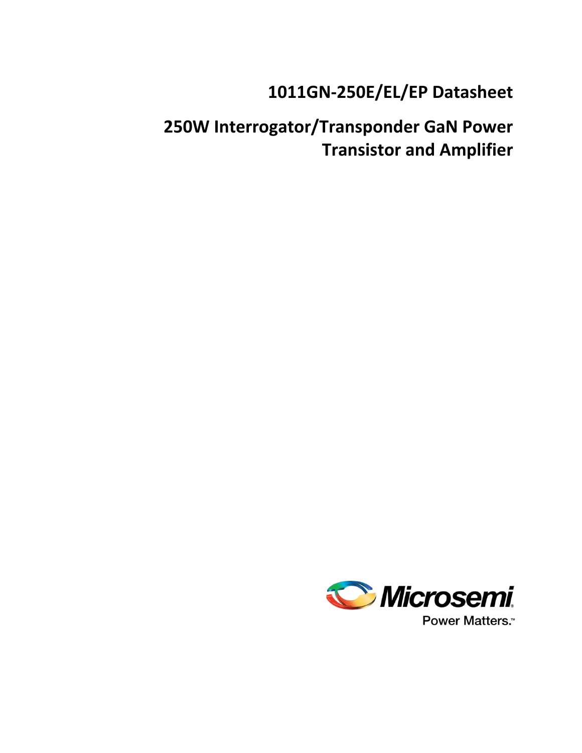# 1011GN-250E/EL/EP Datasheet

# 250W Interrogator/Transponder GaN Power Transistor and Amplifier

Microsemi

Power Matters.™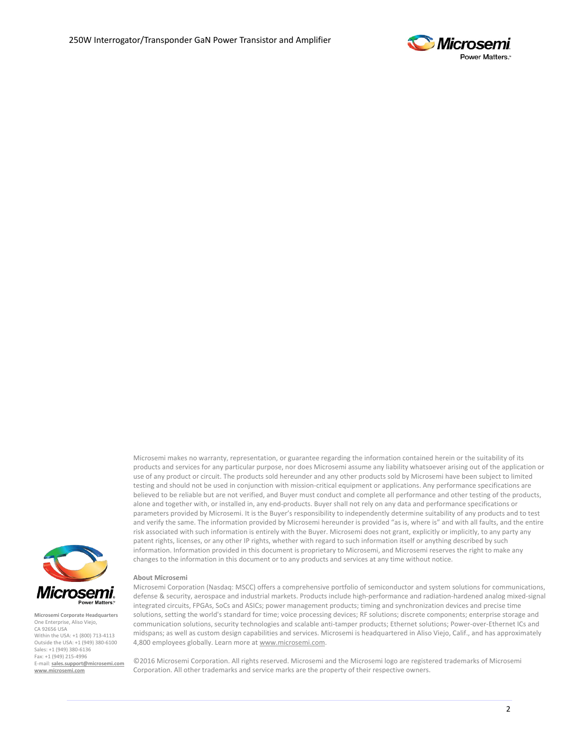Microsemi makes no warranty, representation, or guarantee regarding the information contained herein or the suitability of its products and services for any particular purpose, nor does Microsemi assume any liability whatsoever arising out of the application or use of any product or circuit. The products sold hereunder and any other products sold by Microsemi have been subject to limited testing and should not be used in conjunction with mission-critical equipment or applications. Any performance specifications are believed to be reliable but are not verified, and Buyer must conduct and complete all performance and other testing of the products, alone and together with, or installed in, any end-products. Buyer shall not rely on any data and performance specifications or parameters provided by Microsemi. It is the Buyer's responsibility to independently determine suitability of any products and to test and verify the same. The information provided by Microsemi hereunder is provided "as is, where is" and with all faults, and the entire risk associated with such information is entirely with the Buyer. Microsemi does not grant, explicitly or implicitly, to any party any patent rights, licenses, or any other IP rights, whether with regard to such information itself or anything described by such information. Information provided in this document is proprietary to Microsemi, and Microsemi reserves the right to make any changes to the information in this document or to any products and services at any time without notice.

**About Microsemi**

Microsemi Corporation (Nasdaq: MSCC) offers a comprehensive portfolio of semiconductor and system solutions for communications, defense & security, aerospace and industrial markets. Products include high-performance and radiation-hardened analog mixed-signal integrated circuits, FPGAs, SoCs and ASICs; power management products; timing and synchronization devices and precise time solutions, setting the world's standard for time; voice processing devices; RF solutions; discrete components; enterprise storage and communication solutions, security technologies and scalable anti-tamper products; Ethernet solutions; Power-over-Ethernet ICs and midspans; as well as custom design capabilities and services. Microsemi is headquartered in Aliso Viejo, Calif., and has approximately 4,800 employees globally. Learn more at www.microsemi.com.

©2016 Microsemi Corporation. All rights reserved. Microsemi and the Microsemi logo are registered trademarks of Microsemi Corporation. All other trademarks and service marks are the property of their respective owners.

**Microsemi Corporate Headquarters**
One Enterprise, Aliso Viejo,
CA 92656 USA
Within the USA: +1 (800) 713-4113
Outside the USA: +1 (949) 380-6100
Sales: +1 (949) 380-6136
Fax: +1 (949) 215-4996
E-mail: **sales.support@microsemi.com**
**www.microsemi.com**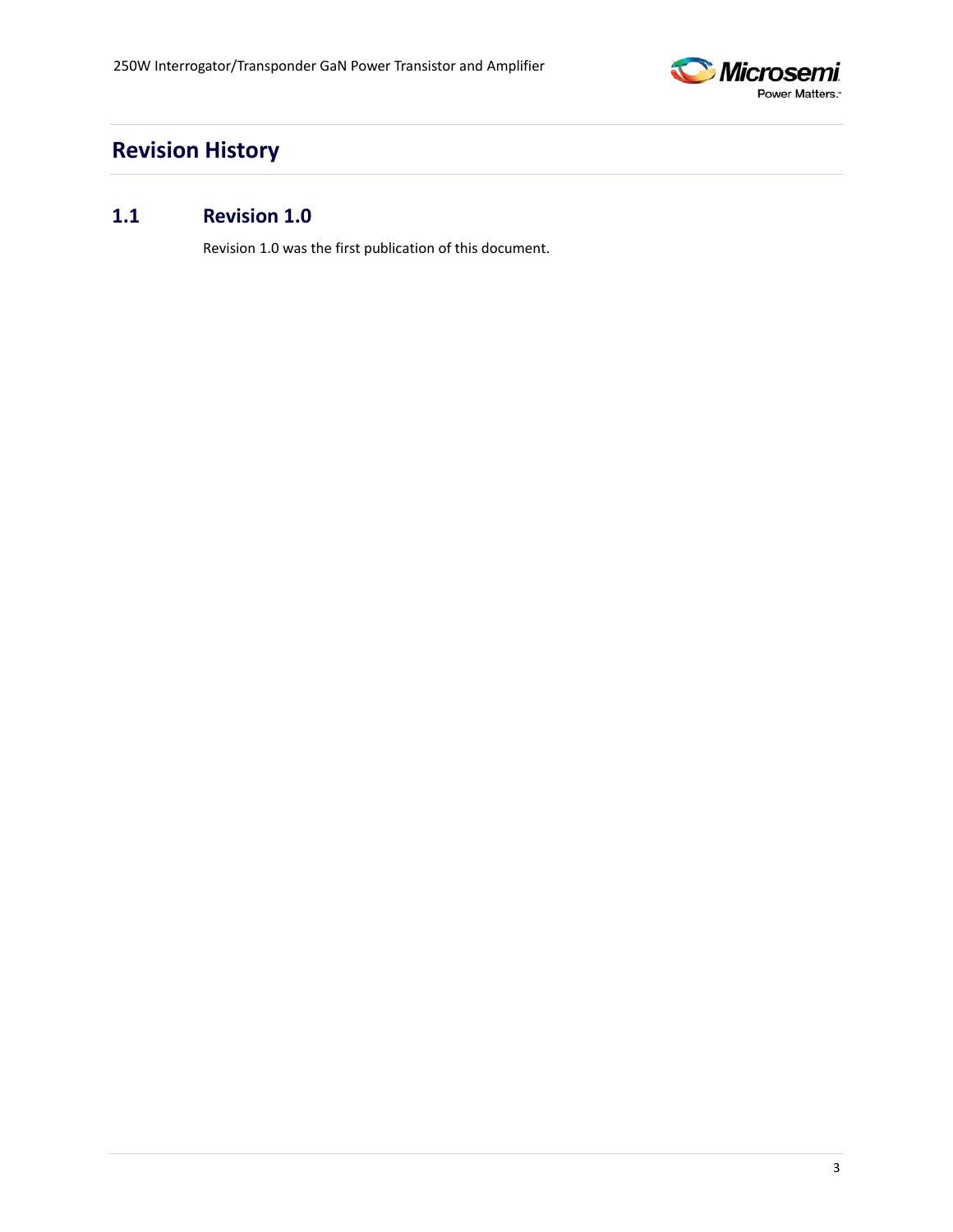# Revision History

## 1.1 Revision 1.0

Revision 1.0 was the first publication of this document.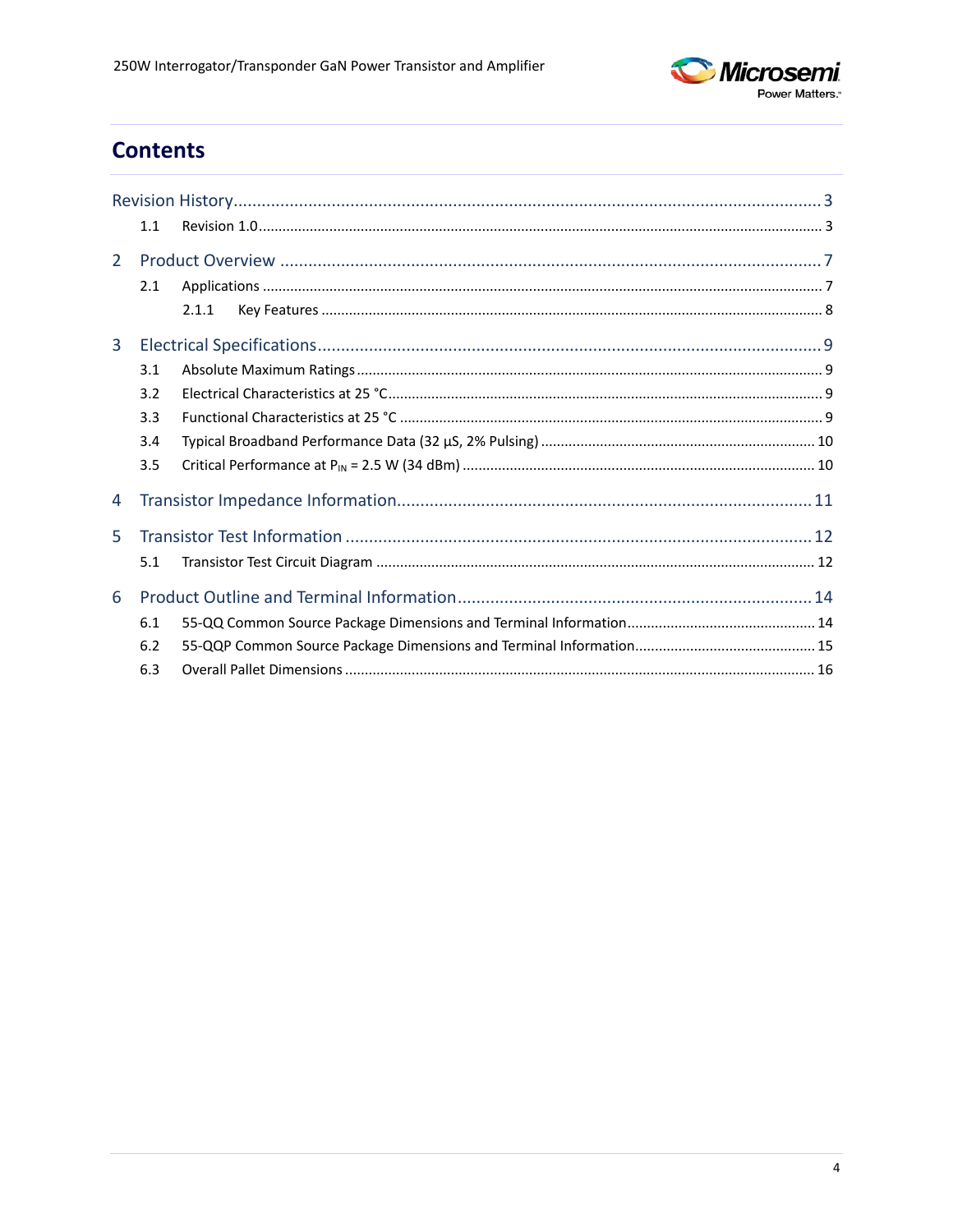# Contents

Revision History ... 3

- 1.1 Revision 1.0 ... 3

2 Product Overview ... 7

- 2.1 Applications ... 7
  - 2.1.1 Key Features ... 8

3 Electrical Specifications ... 9

- 3.1 Absolute Maximum Ratings ... 9
- 3.2 Electrical Characteristics at 25 °C ... 9
- 3.3 Functional Characteristics at 25 °C ... 9
- 3.4 Typical Broadband Performance Data (32 µS, 2% Pulsing) ... 10
- 3.5 Critical Performance at $P_{IN}$ = 2.5 W (34 dBm) ... 10

4 Transistor Impedance Information ... 11

5 Transistor Test Information ... 12

- 5.1 Transistor Test Circuit Diagram ... 12

6 Product Outline and Terminal Information ... 14

- 6.1 55-QQ Common Source Package Dimensions and Terminal Information ... 14
- 6.2 55-QQP Common Source Package Dimensions and Terminal Information ... 15
- 6.3 Overall Pallet Dimensions ... 16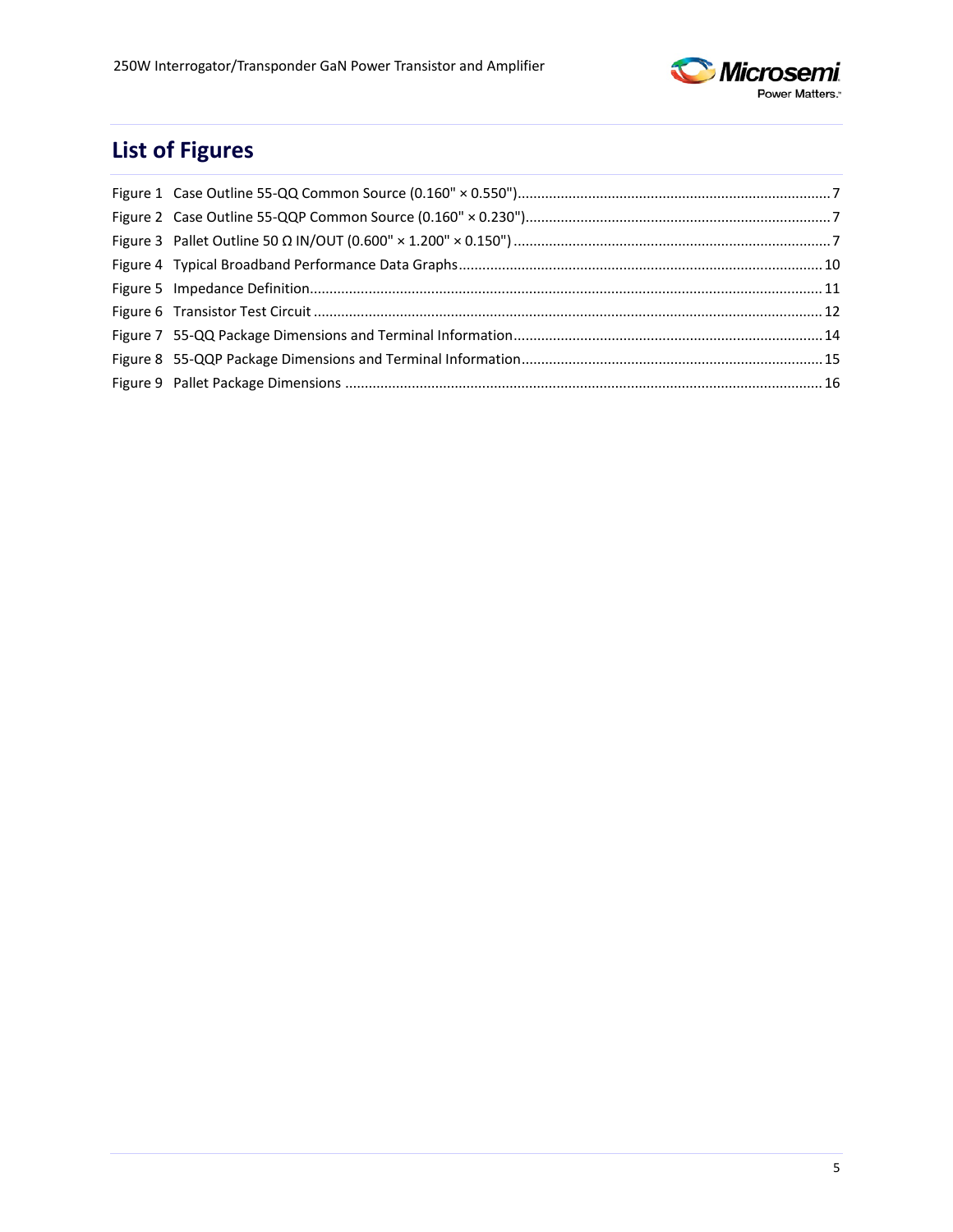## List of Figures

Figure 1 Case Outline 55-QQ Common Source (0.160" × 0.550")........................................................................ 7
Figure 2 Case Outline 55-QQP Common Source (0.160" × 0.230")...................................................................... 7
Figure 3 Pallet Outline 50 Ω IN/OUT (0.600" × 1.200" × 0.150") ...................................................................... 7
Figure 4 Typical Broadband Performance Data Graphs........................................................................................ 10
Figure 5 Impedance Definition.............................................................................................................................. 11
Figure 6 Transistor Test Circuit ............................................................................................................................. 12
Figure 7 55-QQ Package Dimensions and Terminal Information.......................................................................... 14
Figure 8 55-QQP Package Dimensions and Terminal Information........................................................................ 15
Figure 9 Pallet Package Dimensions ..................................................................................................................... 16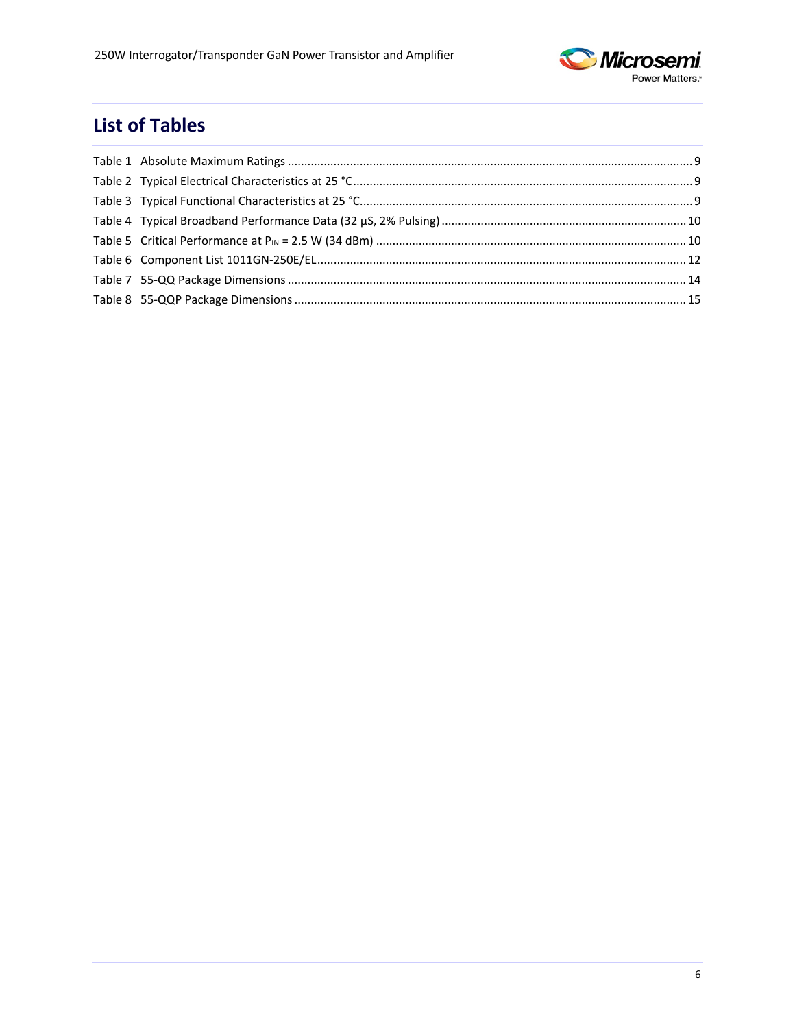## List of Tables

Table 1 Absolute Maximum Ratings ........................................................................................................................... 9
Table 2 Typical Electrical Characteristics at 25 °C........................................................................................................ 9
Table 3 Typical Functional Characteristics at 25 °C...................................................................................................... 9
Table 4 Typical Broadband Performance Data (32 µS, 2% Pulsing) ........................................................................... 10
Table 5 Critical Performance at $P_{IN}$ = 2.5 W (34 dBm) .............................................................................................. 10
Table 6 Component List 1011GN-250E/EL................................................................................................................. 12
Table 7 55-QQ Package Dimensions ......................................................................................................................... 14
Table 8 55-QQP Package Dimensions ....................................................................................................................... 15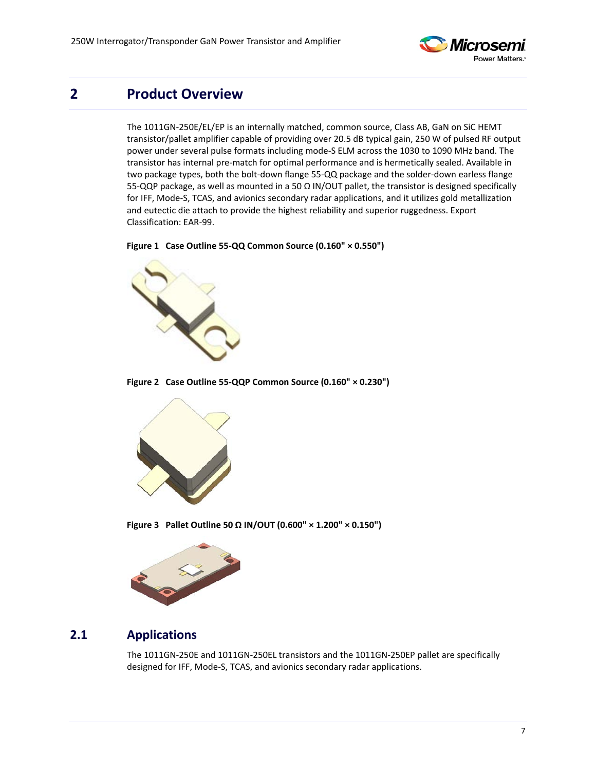# 2 Product Overview

The 1011GN-250E/EL/EP is an internally matched, common source, Class AB, GaN on SiC HEMT transistor/pallet amplifier capable of providing over 20.5 dB typical gain, 250 W of pulsed RF output power under several pulse formats including mode-S ELM across the 1030 to 1090 MHz band. The transistor has internal pre-match for optimal performance and is hermetically sealed. Available in two package types, both the bolt-down flange 55-QQ package and the solder-down earless flange 55-QQP package, as well as mounted in a 50 Ω IN/OUT pallet, the transistor is designed specifically for IFF, Mode-S, TCAS, and avionics secondary radar applications, and it utilizes gold metallization and eutectic die attach to provide the highest reliability and superior ruggedness. Export Classification: EAR-99.

**Figure 1 Case Outline 55-QQ Common Source (0.160" × 0.550")**

**Figure 2 Case Outline 55-QQP Common Source (0.160" × 0.230")**

**Figure 3 Pallet Outline 50 Ω IN/OUT (0.600" × 1.200" × 0.150")**

## 2.1 Applications

The 1011GN-250E and 1011GN-250EL transistors and the 1011GN-250EP pallet are specifically designed for IFF, Mode-S, TCAS, and avionics secondary radar applications.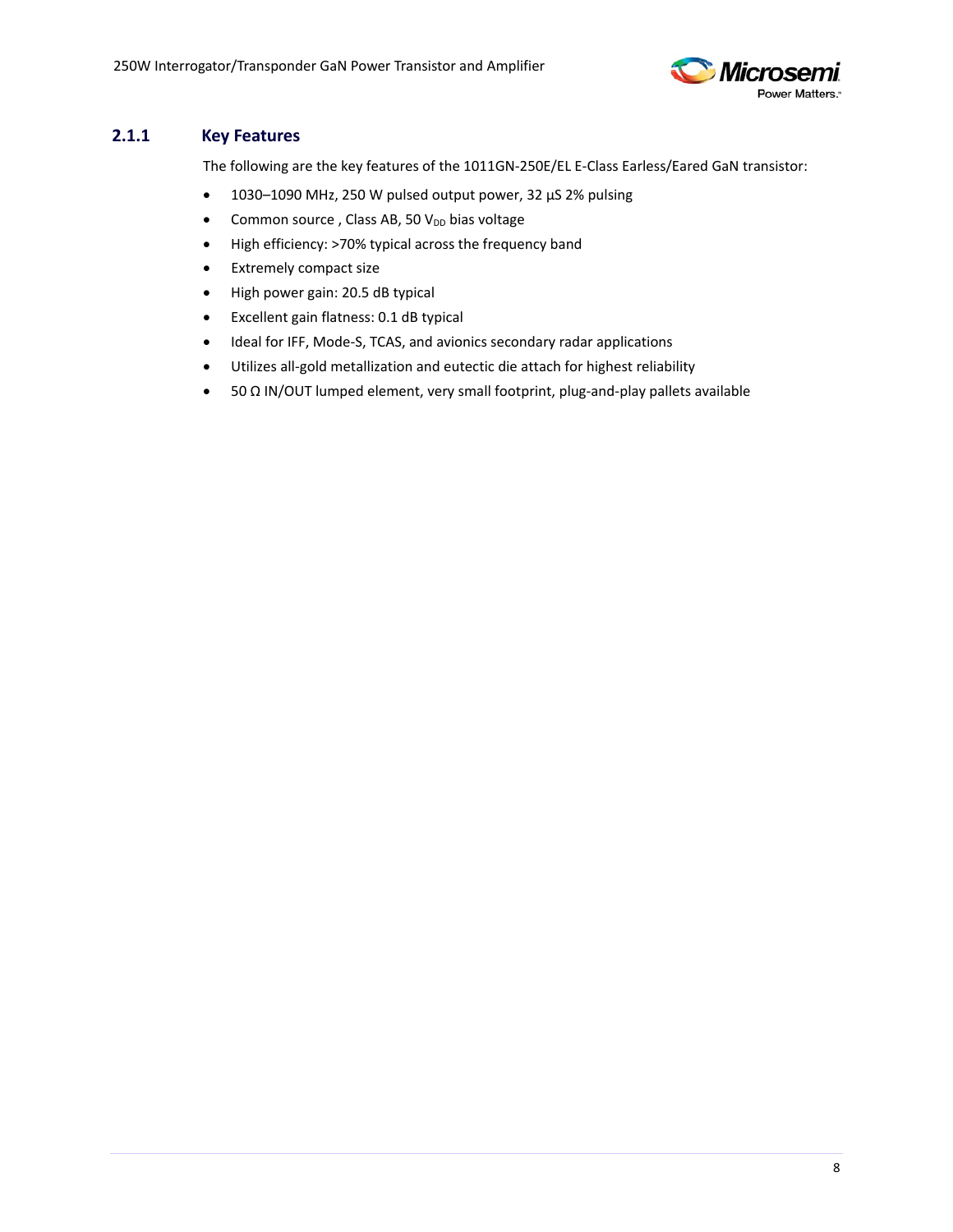### 2.1.1 Key Features

The following are the key features of the 1011GN-250E/EL E-Class Earless/Eared GaN transistor:

- 1030–1090 MHz, 250 W pulsed output power, 32 µS 2% pulsing
- Common source , Class AB, 50 $V_{DD}$ bias voltage
- High efficiency: >70% typical across the frequency band
- Extremely compact size
- High power gain: 20.5 dB typical
- Excellent gain flatness: 0.1 dB typical
- Ideal for IFF, Mode-S, TCAS, and avionics secondary radar applications
- Utilizes all-gold metallization and eutectic die attach for highest reliability
- 50 Ω IN/OUT lumped element, very small footprint, plug-and-play pallets available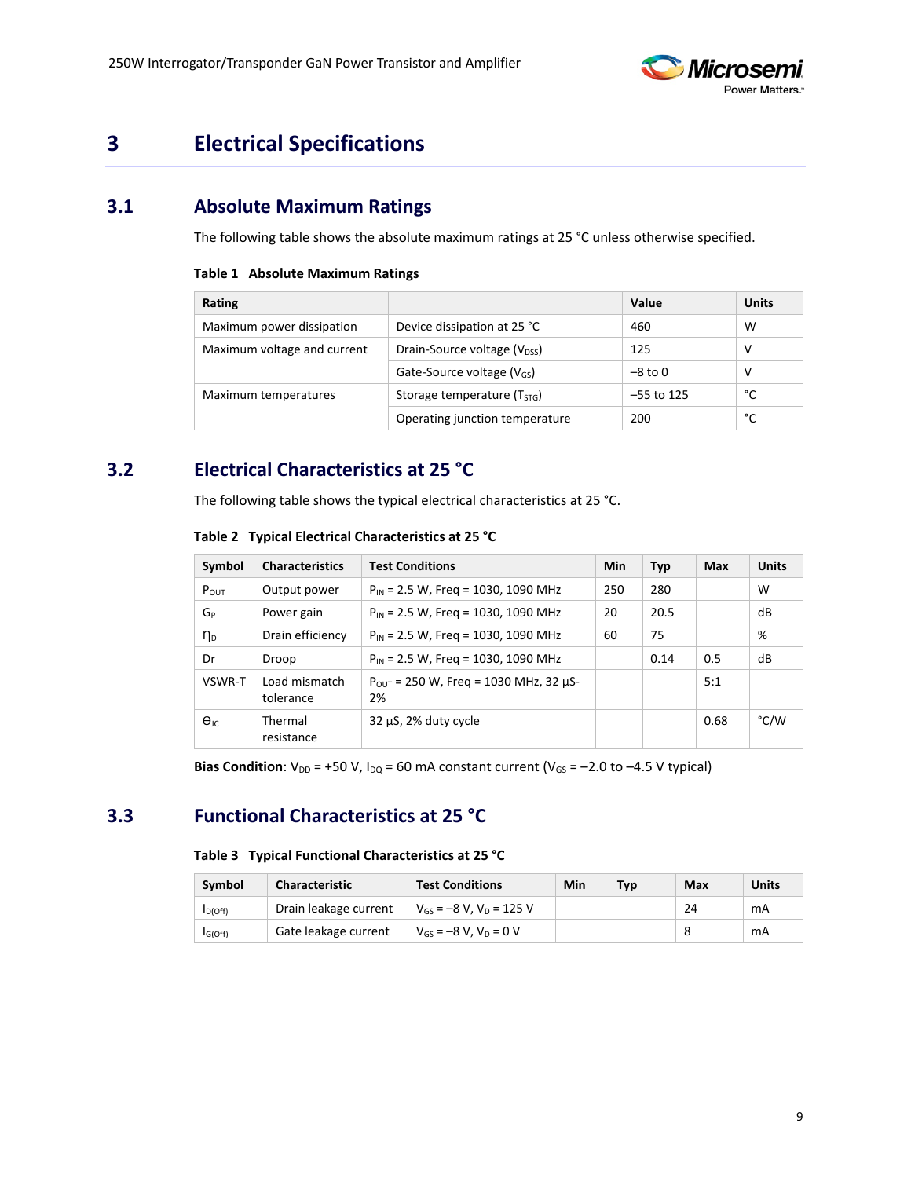# 3 Electrical Specifications

## 3.1 Absolute Maximum Ratings

The following table shows the absolute maximum ratings at 25 °C unless otherwise specified.

**Table 1 Absolute Maximum Ratings**

| Rating | | Value | Units |
|---|---|---|---|
| Maximum power dissipation | Device dissipation at 25 °C | 460 | W |
| Maximum voltage and current | Drain-Source voltage ($V_{DSS}$) | 125 | V |
| | Gate-Source voltage ($V_{GS}$) | –8 to 0 | V |
| Maximum temperatures | Storage temperature ($T_{STG}$) | –55 to 125 | °C |
| | Operating junction temperature | 200 | °C |

## 3.2 Electrical Characteristics at 25 °C

The following table shows the typical electrical characteristics at 25 °C.

**Table 2 Typical Electrical Characteristics at 25 °C**

| Symbol | Characteristics | Test Conditions | Min | Typ | Max | Units |
|---|---|---|---|---|---|---|
| $P_{OUT}$ | Output power | $P_{IN}$ = 2.5 W, Freq = 1030, 1090 MHz | 250 | 280 | | W |
| $G_P$ | Power gain | $P_{IN}$ = 2.5 W, Freq = 1030, 1090 MHz | 20 | 20.5 | | dB |
| $\eta_D$ | Drain efficiency | $P_{IN}$ = 2.5 W, Freq = 1030, 1090 MHz | 60 | 75 | | % |
| Dr | Droop | $P_{IN}$ = 2.5 W, Freq = 1030, 1090 MHz | | 0.14 | 0.5 | dB |
| VSWR-T | Load mismatch tolerance | $P_{OUT}$ = 250 W, Freq = 1030 MHz, 32 µS-2% | | | 5:1 | |
| $\Theta_{JC}$ | Thermal resistance | 32 µS, 2% duty cycle | | | 0.68 | °C/W |

**Bias Condition**: $V_{DD}$ = +50 V, $I_{DQ}$ = 60 mA constant current ($V_{GS}$ = –2.0 to –4.5 V typical)

## 3.3 Functional Characteristics at 25 °C

**Table 3 Typical Functional Characteristics at 25 °C**

| Symbol | Characteristic | Test Conditions | Min | Typ | Max | Units |
|---|---|---|---|---|---|---|
| $I_{D(Off)}$ | Drain leakage current | $V_{GS}$ = –8 V, $V_D$ = 125 V | | | 24 | mA |
| $I_{G(Off)}$ | Gate leakage current | $V_{GS}$ = –8 V, $V_D$ = 0 V | | | 8 | mA |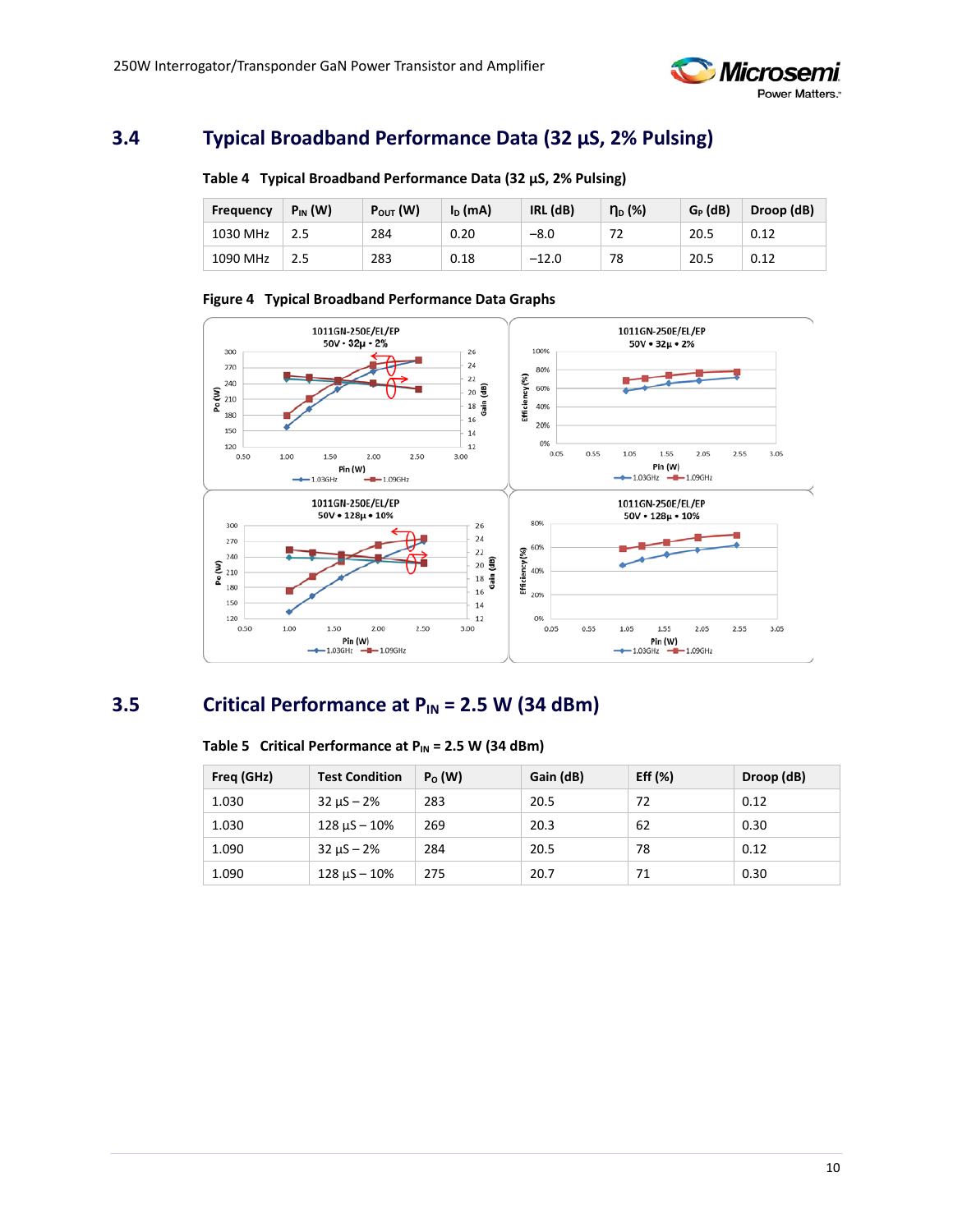## 3.4 Typical Broadband Performance Data (32 µS, 2% Pulsing)

**Table 4 Typical Broadband Performance Data (32 µS, 2% Pulsing)**

| Frequency | $P_{IN}$ (W) | $P_{OUT}$ (W) | $I_D$ (mA) | IRL (dB) | $\eta_D$ (%) | $G_P$ (dB) | Droop (dB) |
|---|---|---|---|---|---|---|---|
| 1030 MHz | 2.5 | 284 | 0.20 | −8.0 | 72 | 20.5 | 0.12 |
| 1090 MHz | 2.5 | 283 | 0.18 | −12.0 | 78 | 20.5 | 0.12 |

**Figure 4 Typical Broadband Performance Data Graphs**

## 3.5 Critical Performance at $P_{IN}$ = 2.5 W (34 dBm)

**Table 5 Critical Performance at $P_{IN}$ = 2.5 W (34 dBm)**

| Freq (GHz) | Test Condition | $P_O$ (W) | Gain (dB) | Eff (%) | Droop (dB) |
|---|---|---|---|---|---|
| 1.030 | 32 µS – 2% | 283 | 20.5 | 72 | 0.12 |
| 1.030 | 128 µS – 10% | 269 | 20.3 | 62 | 0.30 |
| 1.090 | 32 µS – 2% | 284 | 20.5 | 78 | 0.12 |
| 1.090 | 128 µS – 10% | 275 | 20.7 | 71 | 0.30 |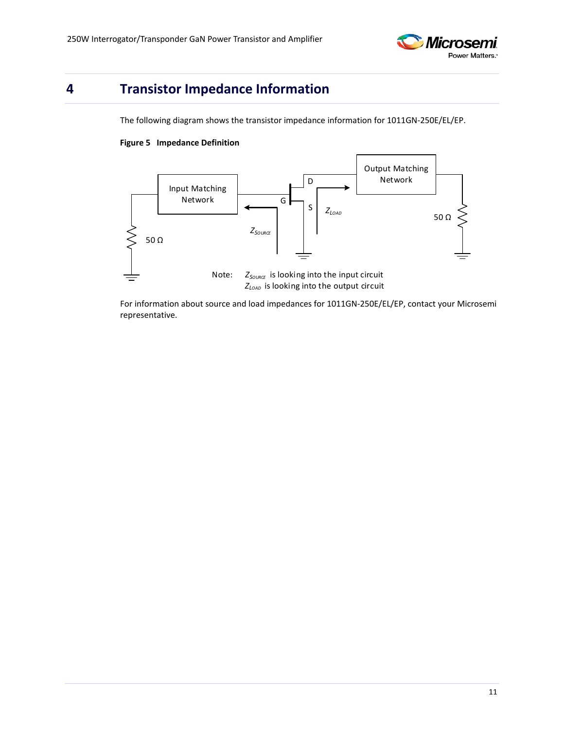# 4 Transistor Impedance Information

The following diagram shows the transistor impedance information for 1011GN-250E/EL/EP.

**Figure 5 Impedance Definition**

Note: $Z_{SOURCE}$ is looking into the input circuit
$Z_{LOAD}$ is looking into the output circuit

For information about source and load impedances for 1011GN-250E/EL/EP, contact your Microsemi representative.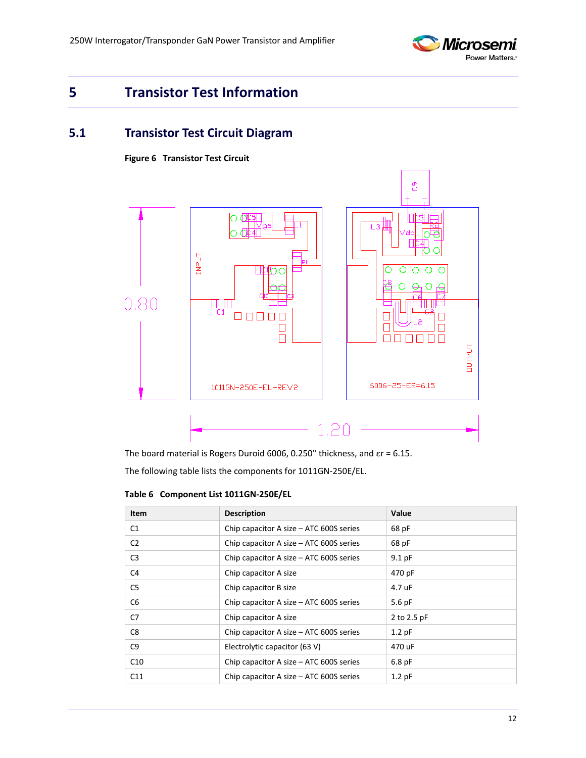# 5 Transistor Test Information

## 5.1 Transistor Test Circuit Diagram

**Figure 6 Transistor Test Circuit**

The board material is Rogers Duroid 6006, 0.250" thickness, and εr = 6.15.

The following table lists the components for 1011GN-250E/EL.

**Table 6 Component List 1011GN-250E/EL**

| Item | Description | Value |
|---|---|---|
| C1 | Chip capacitor A size – ATC 600S series | 68 pF |
| C2 | Chip capacitor A size – ATC 600S series | 68 pF |
| C3 | Chip capacitor A size – ATC 600S series | 9.1 pF |
| C4 | Chip capacitor A size | 470 pF |
| C5 | Chip capacitor B size | 4.7 uF |
| C6 | Chip capacitor A size – ATC 600S series | 5.6 pF |
| C7 | Chip capacitor A size | 2 to 2.5 pF |
| C8 | Chip capacitor A size – ATC 600S series | 1.2 pF |
| C9 | Electrolytic capacitor (63 V) | 470 uF |
| C10 | Chip capacitor A size – ATC 600S series | 6.8 pF |
| C11 | Chip capacitor A size – ATC 600S series | 1.2 pF |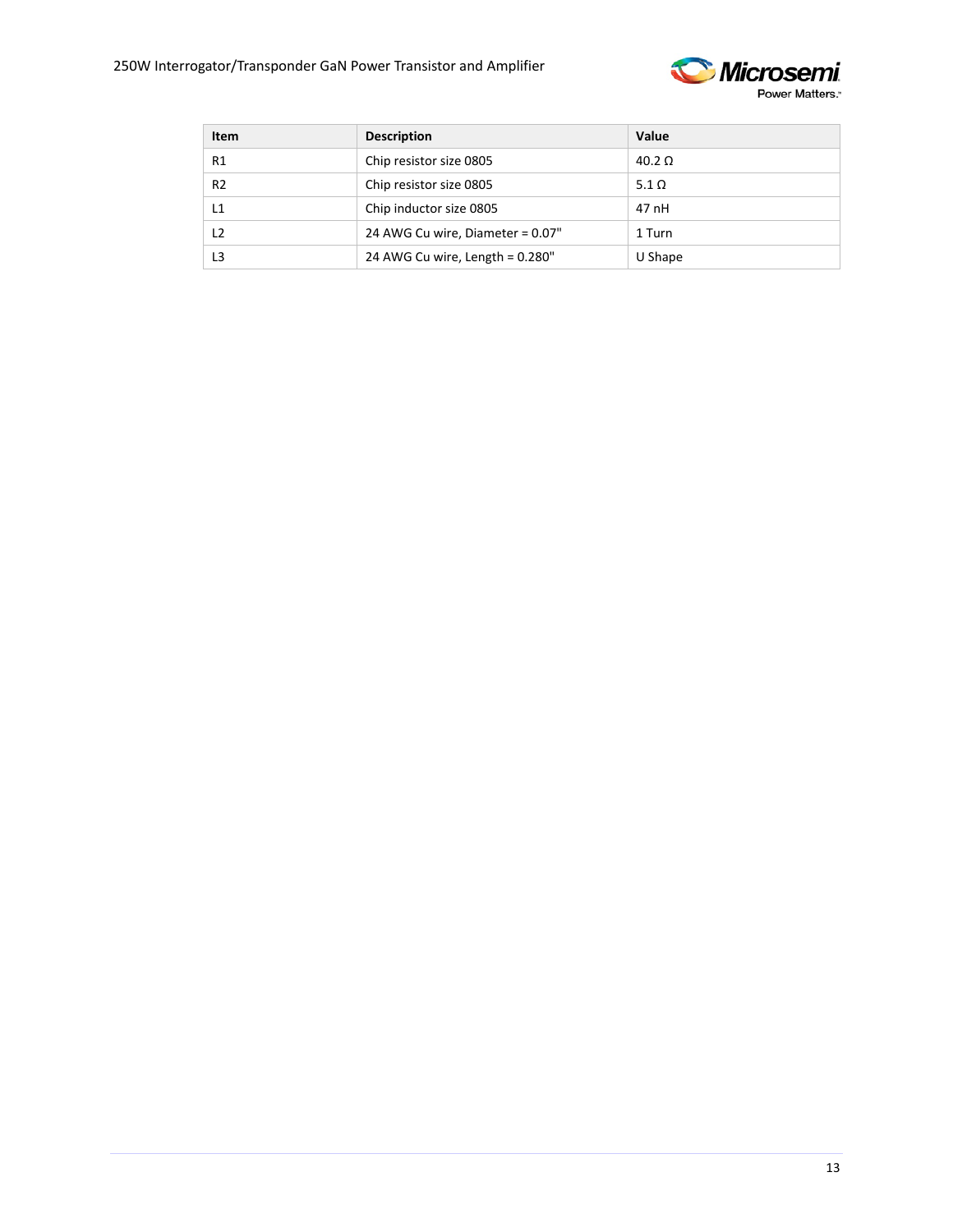| Item | Description | Value |
|---|---|---|
| R1 | Chip resistor size 0805 | 40.2 Ω |
| R2 | Chip resistor size 0805 | 5.1 Ω |
| L1 | Chip inductor size 0805 | 47 nH |
| L2 | 24 AWG Cu wire, Diameter = 0.07" | 1 Turn |
| L3 | 24 AWG Cu wire, Length = 0.280" | U Shape |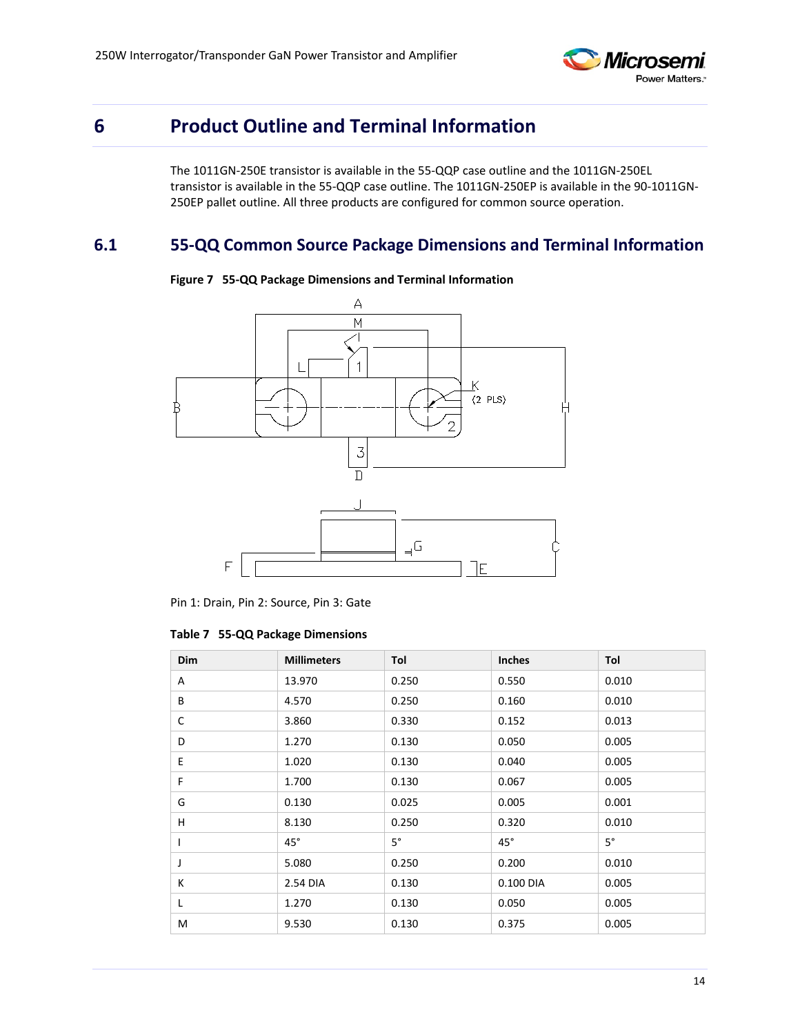# 6 Product Outline and Terminal Information

The 1011GN-250E transistor is available in the 55-QQP case outline and the 1011GN-250EL transistor is available in the 55-QQP case outline. The 1011GN-250EP is available in the 90-1011GN-250EP pallet outline. All three products are configured for common source operation.

## 6.1 55-QQ Common Source Package Dimensions and Terminal Information

**Figure 7 55-QQ Package Dimensions and Terminal Information**

Pin 1: Drain, Pin 2: Source, Pin 3: Gate

**Table 7 55-QQ Package Dimensions**

| Dim | Millimeters | Tol | Inches | Tol |
|---|---|---|---|---|
| A | 13.970 | 0.250 | 0.550 | 0.010 |
| B | 4.570 | 0.250 | 0.160 | 0.010 |
| C | 3.860 | 0.330 | 0.152 | 0.013 |
| D | 1.270 | 0.130 | 0.050 | 0.005 |
| E | 1.020 | 0.130 | 0.040 | 0.005 |
| F | 1.700 | 0.130 | 0.067 | 0.005 |
| G | 0.130 | 0.025 | 0.005 | 0.001 |
| H | 8.130 | 0.250 | 0.320 | 0.010 |
| I | 45° | 5° | 45° | 5° |
| J | 5.080 | 0.250 | 0.200 | 0.010 |
| K | 2.54 DIA | 0.130 | 0.100 DIA | 0.005 |
| L | 1.270 | 0.130 | 0.050 | 0.005 |
| M | 9.530 | 0.130 | 0.375 | 0.005 |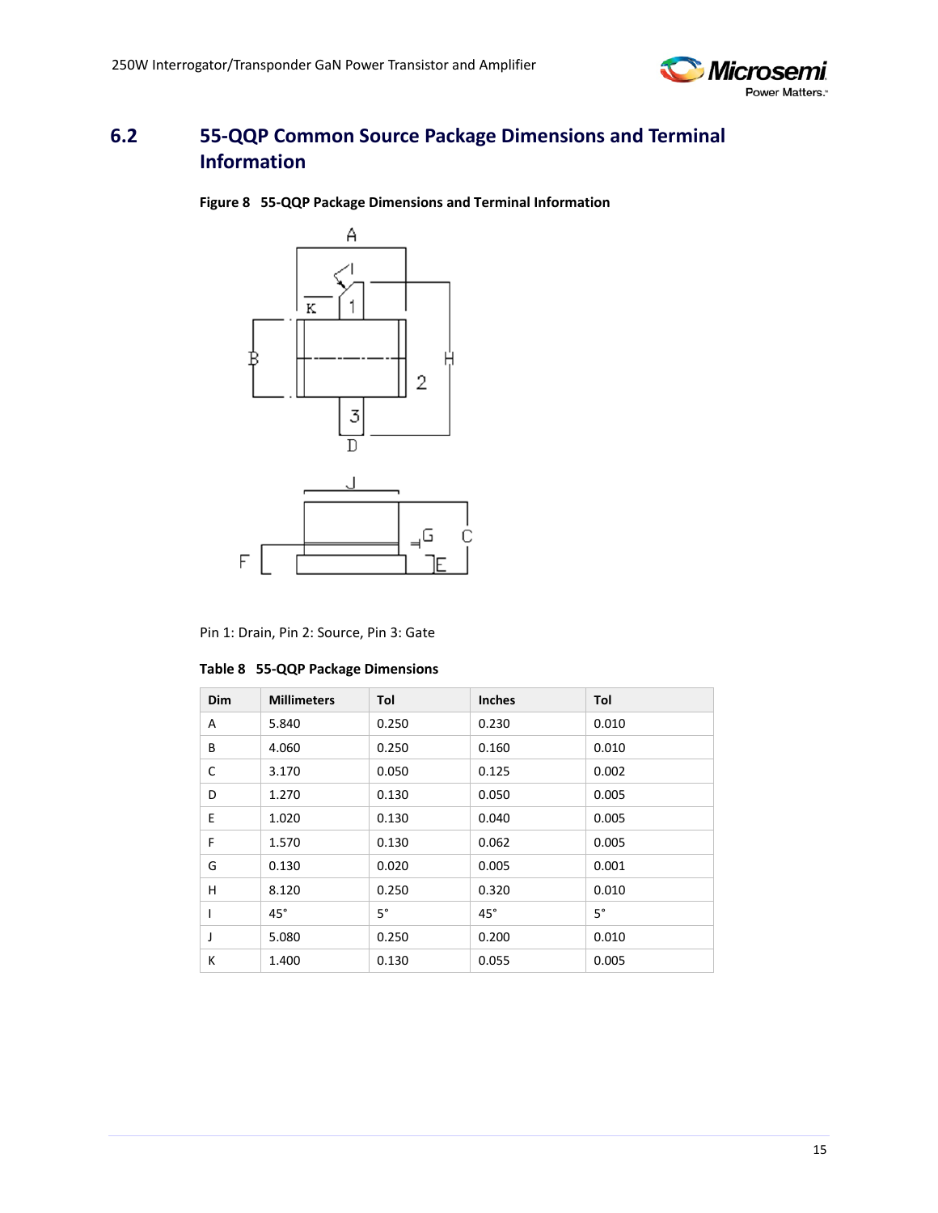## 6.2 55-QQP Common Source Package Dimensions and Terminal Information

**Figure 8 55-QQP Package Dimensions and Terminal Information**

Pin 1: Drain, Pin 2: Source, Pin 3: Gate

**Table 8 55-QQP Package Dimensions**

| Dim | Millimeters | Tol | Inches | Tol |
|---|---|---|---|---|
| A | 5.840 | 0.250 | 0.230 | 0.010 |
| B | 4.060 | 0.250 | 0.160 | 0.010 |
| C | 3.170 | 0.050 | 0.125 | 0.002 |
| D | 1.270 | 0.130 | 0.050 | 0.005 |
| E | 1.020 | 0.130 | 0.040 | 0.005 |
| F | 1.570 | 0.130 | 0.062 | 0.005 |
| G | 0.130 | 0.020 | 0.005 | 0.001 |
| H | 8.120 | 0.250 | 0.320 | 0.010 |
| I | 45° | 5° | 45° | 5° |
| J | 5.080 | 0.250 | 0.200 | 0.010 |
| K | 1.400 | 0.130 | 0.055 | 0.005 |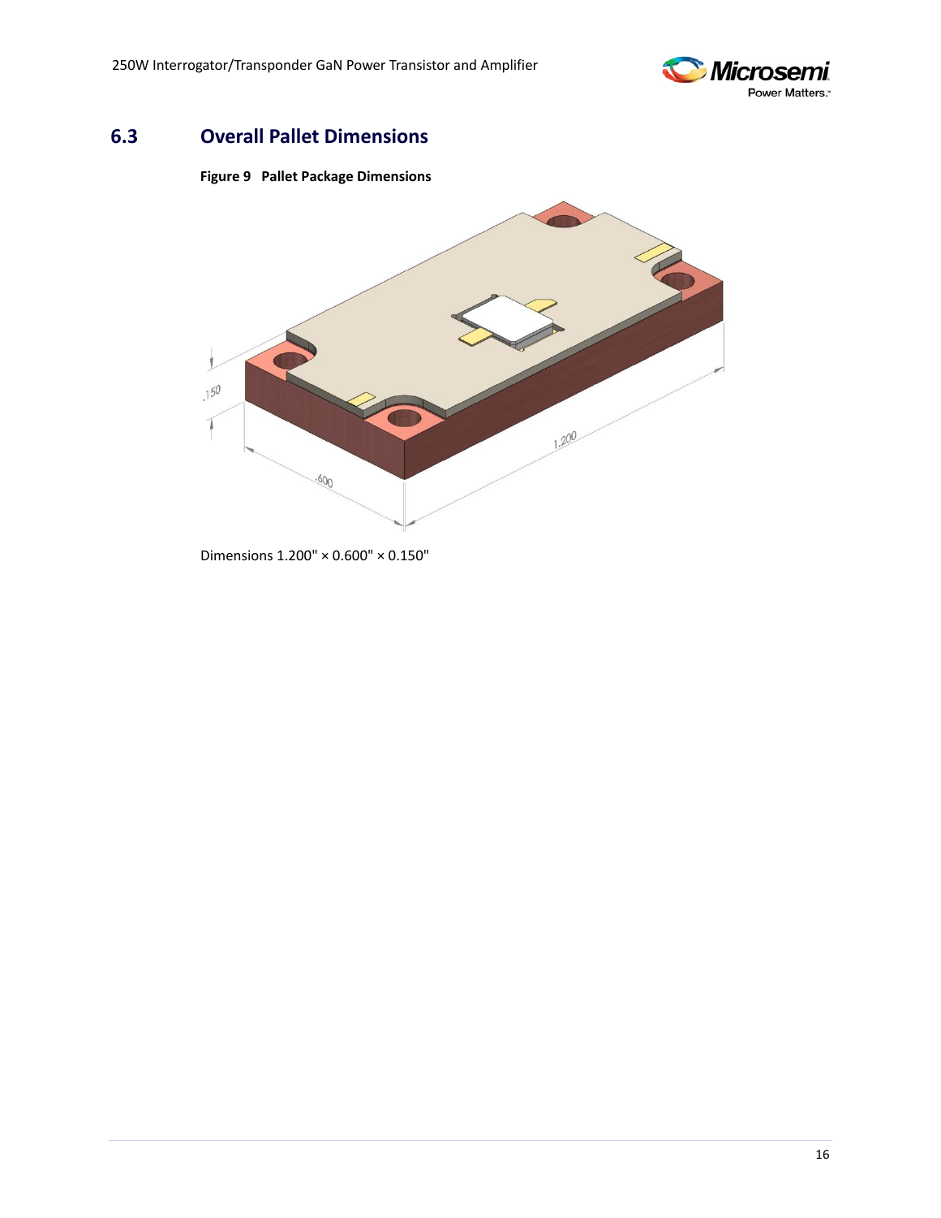## 6.3 Overall Pallet Dimensions

**Figure 9 Pallet Package Dimensions**

.150

.600

1.200

Dimensions 1.200" × 0.600" × 0.150"